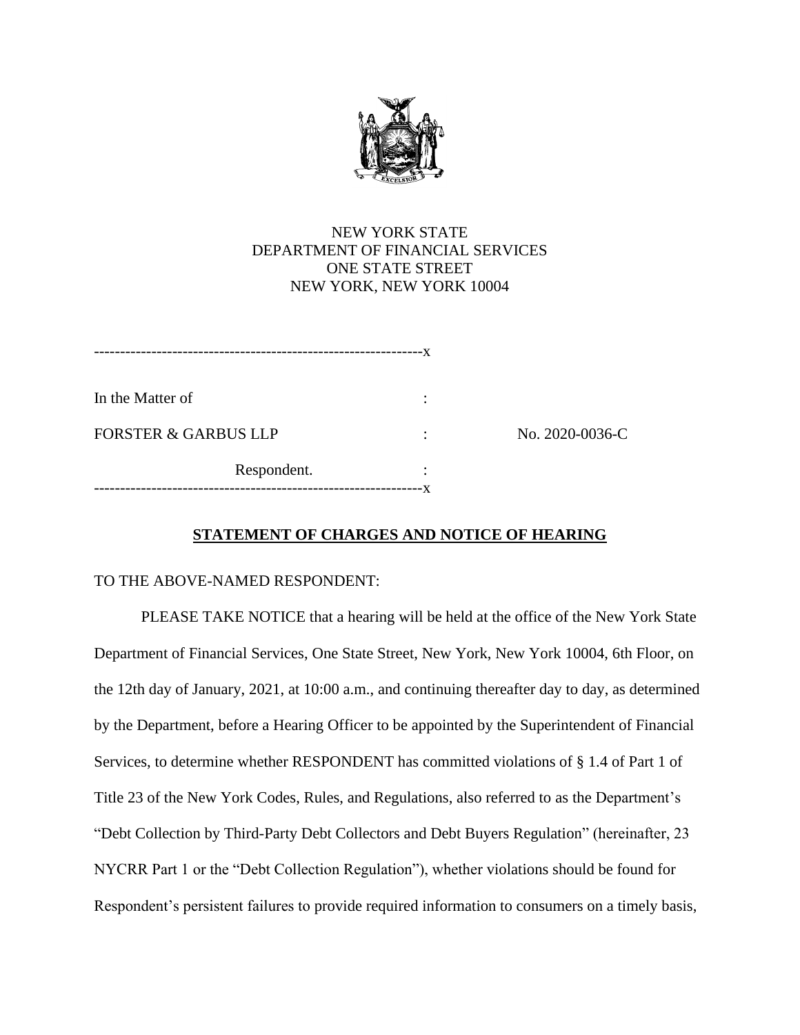NEW YORK STATE
DEPARTMENT OF FINANCIAL SERVICES
ONE STATE STREET
NEW YORK, NEW YORK 10004

| | | |
|---|---|---|
| In the Matter of | : | |
| FORSTER & GARBUS LLP | : | No. 2020-0036-C |
| Respondent. | : | |

## STATEMENT OF CHARGES AND NOTICE OF HEARING

TO THE ABOVE-NAMED RESPONDENT:

PLEASE TAKE NOTICE that a hearing will be held at the office of the New York State Department of Financial Services, One State Street, New York, New York 10004, 6th Floor, on the 12th day of January, 2021, at 10:00 a.m., and continuing thereafter day to day, as determined by the Department, before a Hearing Officer to be appointed by the Superintendent of Financial Services, to determine whether RESPONDENT has committed violations of § 1.4 of Part 1 of Title 23 of the New York Codes, Rules, and Regulations, also referred to as the Department's "Debt Collection by Third-Party Debt Collectors and Debt Buyers Regulation" (hereinafter, 23 NYCRR Part 1 or the "Debt Collection Regulation"), whether violations should be found for Respondent's persistent failures to provide required information to consumers on a timely basis,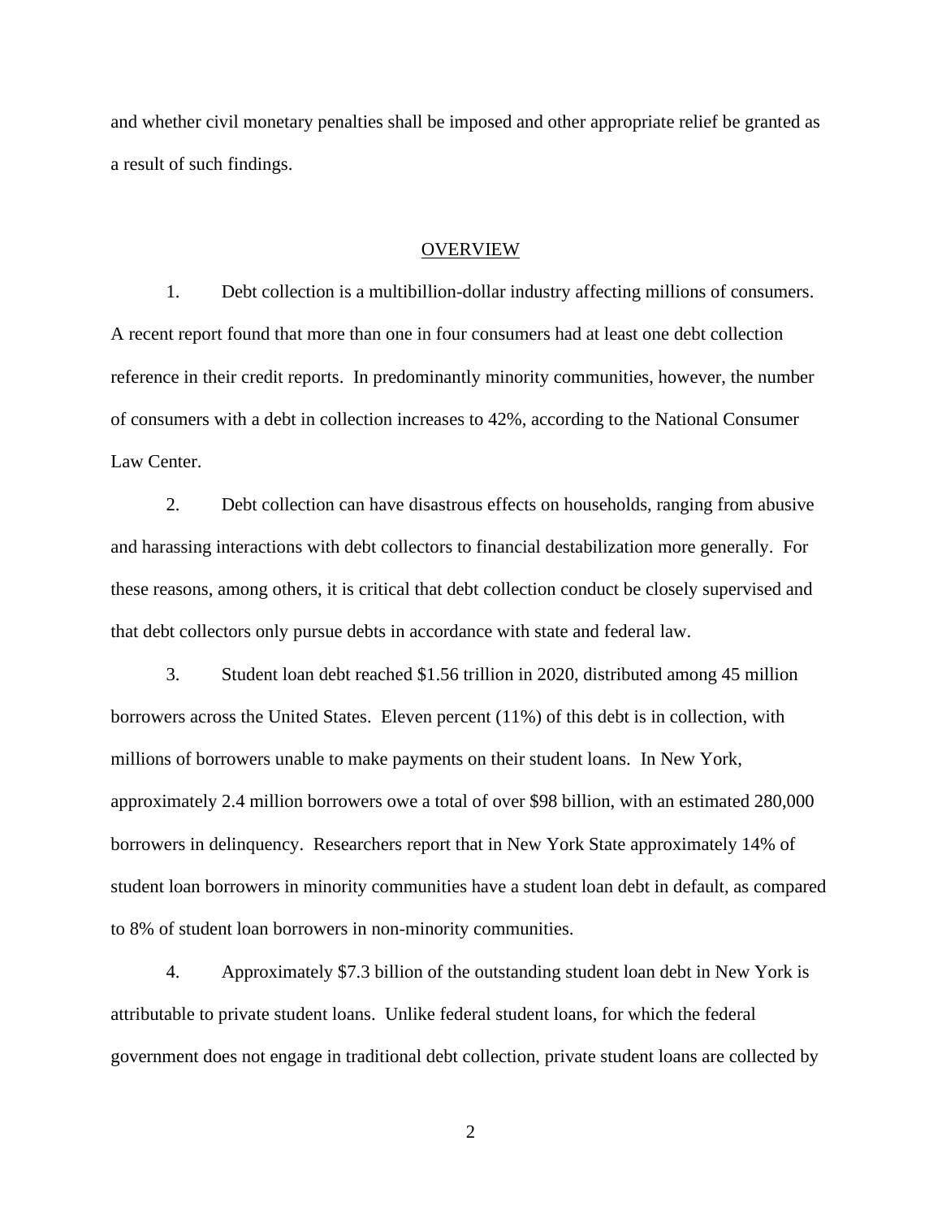and whether civil monetary penalties shall be imposed and other appropriate relief be granted as a result of such findings.

## OVERVIEW

1. Debt collection is a multibillion-dollar industry affecting millions of consumers. A recent report found that more than one in four consumers had at least one debt collection reference in their credit reports. In predominantly minority communities, however, the number of consumers with a debt in collection increases to 42%, according to the National Consumer Law Center.

2. Debt collection can have disastrous effects on households, ranging from abusive and harassing interactions with debt collectors to financial destabilization more generally. For these reasons, among others, it is critical that debt collection conduct be closely supervised and that debt collectors only pursue debts in accordance with state and federal law.

3. Student loan debt reached $1.56 trillion in 2020, distributed among 45 million borrowers across the United States. Eleven percent (11%) of this debt is in collection, with millions of borrowers unable to make payments on their student loans. In New York, approximately 2.4 million borrowers owe a total of over $98 billion, with an estimated 280,000 borrowers in delinquency. Researchers report that in New York State approximately 14% of student loan borrowers in minority communities have a student loan debt in default, as compared to 8% of student loan borrowers in non-minority communities.

4. Approximately $7.3 billion of the outstanding student loan debt in New York is attributable to private student loans. Unlike federal student loans, for which the federal government does not engage in traditional debt collection, private student loans are collected by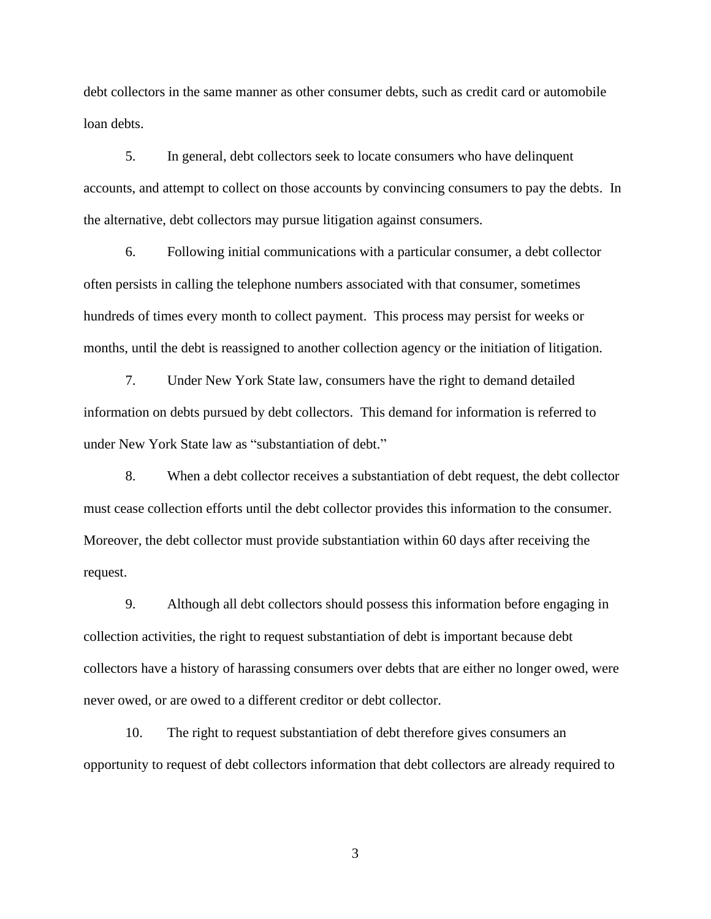debt collectors in the same manner as other consumer debts, such as credit card or automobile loan debts.

5. In general, debt collectors seek to locate consumers who have delinquent accounts, and attempt to collect on those accounts by convincing consumers to pay the debts. In the alternative, debt collectors may pursue litigation against consumers.

6. Following initial communications with a particular consumer, a debt collector often persists in calling the telephone numbers associated with that consumer, sometimes hundreds of times every month to collect payment. This process may persist for weeks or months, until the debt is reassigned to another collection agency or the initiation of litigation.

7. Under New York State law, consumers have the right to demand detailed information on debts pursued by debt collectors. This demand for information is referred to under New York State law as "substantiation of debt."

8. When a debt collector receives a substantiation of debt request, the debt collector must cease collection efforts until the debt collector provides this information to the consumer. Moreover, the debt collector must provide substantiation within 60 days after receiving the request.

9. Although all debt collectors should possess this information before engaging in collection activities, the right to request substantiation of debt is important because debt collectors have a history of harassing consumers over debts that are either no longer owed, were never owed, or are owed to a different creditor or debt collector.

10. The right to request substantiation of debt therefore gives consumers an opportunity to request of debt collectors information that debt collectors are already required to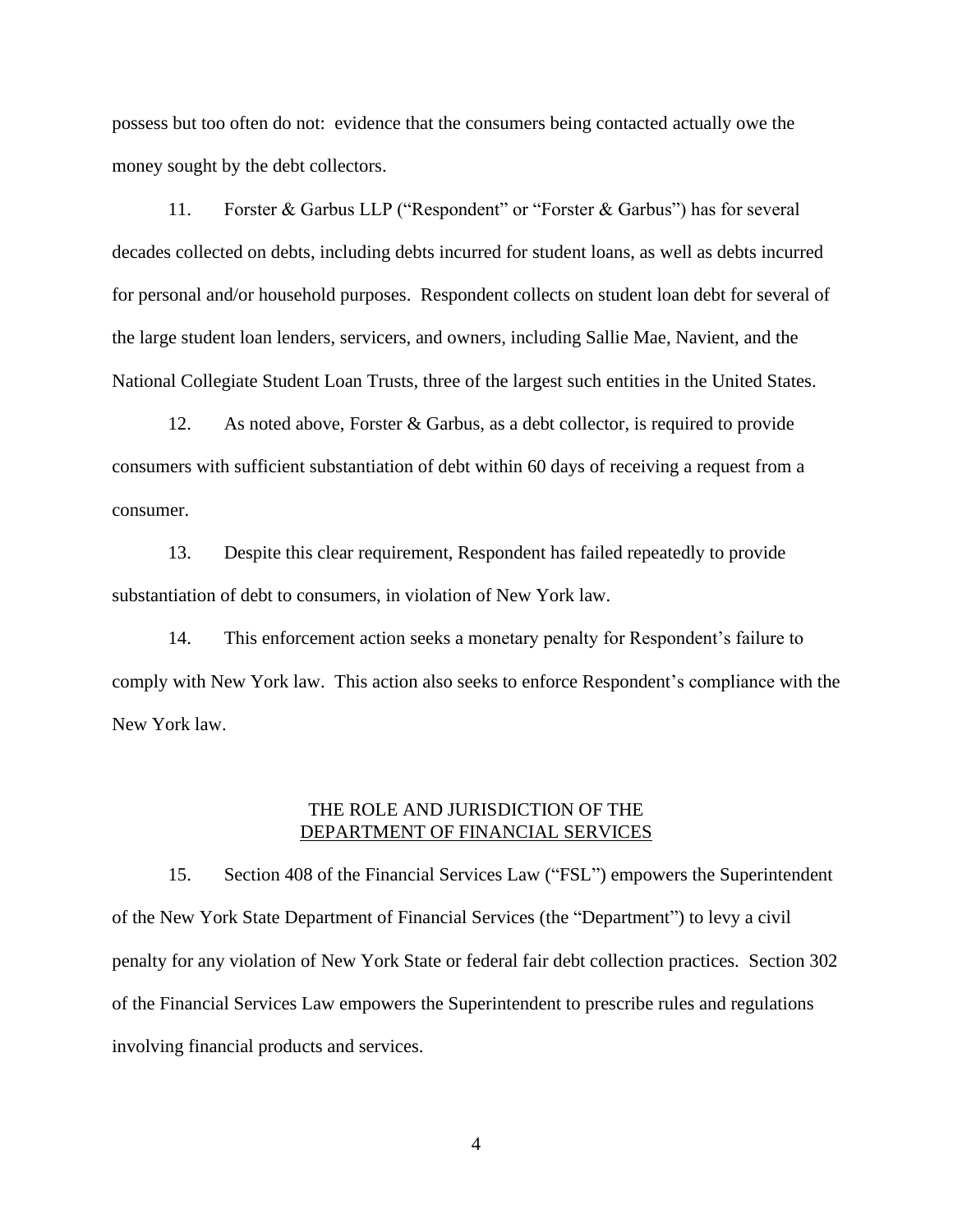possess but too often do not: evidence that the consumers being contacted actually owe the money sought by the debt collectors.

11. Forster & Garbus LLP ("Respondent" or "Forster & Garbus") has for several decades collected on debts, including debts incurred for student loans, as well as debts incurred for personal and/or household purposes. Respondent collects on student loan debt for several of the large student loan lenders, servicers, and owners, including Sallie Mae, Navient, and the National Collegiate Student Loan Trusts, three of the largest such entities in the United States.

12. As noted above, Forster & Garbus, as a debt collector, is required to provide consumers with sufficient substantiation of debt within 60 days of receiving a request from a consumer.

13. Despite this clear requirement, Respondent has failed repeatedly to provide substantiation of debt to consumers, in violation of New York law.

14. This enforcement action seeks a monetary penalty for Respondent's failure to comply with New York law. This action also seeks to enforce Respondent's compliance with the New York law.

## THE ROLE AND JURISDICTION OF THE DEPARTMENT OF FINANCIAL SERVICES

15. Section 408 of the Financial Services Law ("FSL") empowers the Superintendent of the New York State Department of Financial Services (the "Department") to levy a civil penalty for any violation of New York State or federal fair debt collection practices. Section 302 of the Financial Services Law empowers the Superintendent to prescribe rules and regulations involving financial products and services.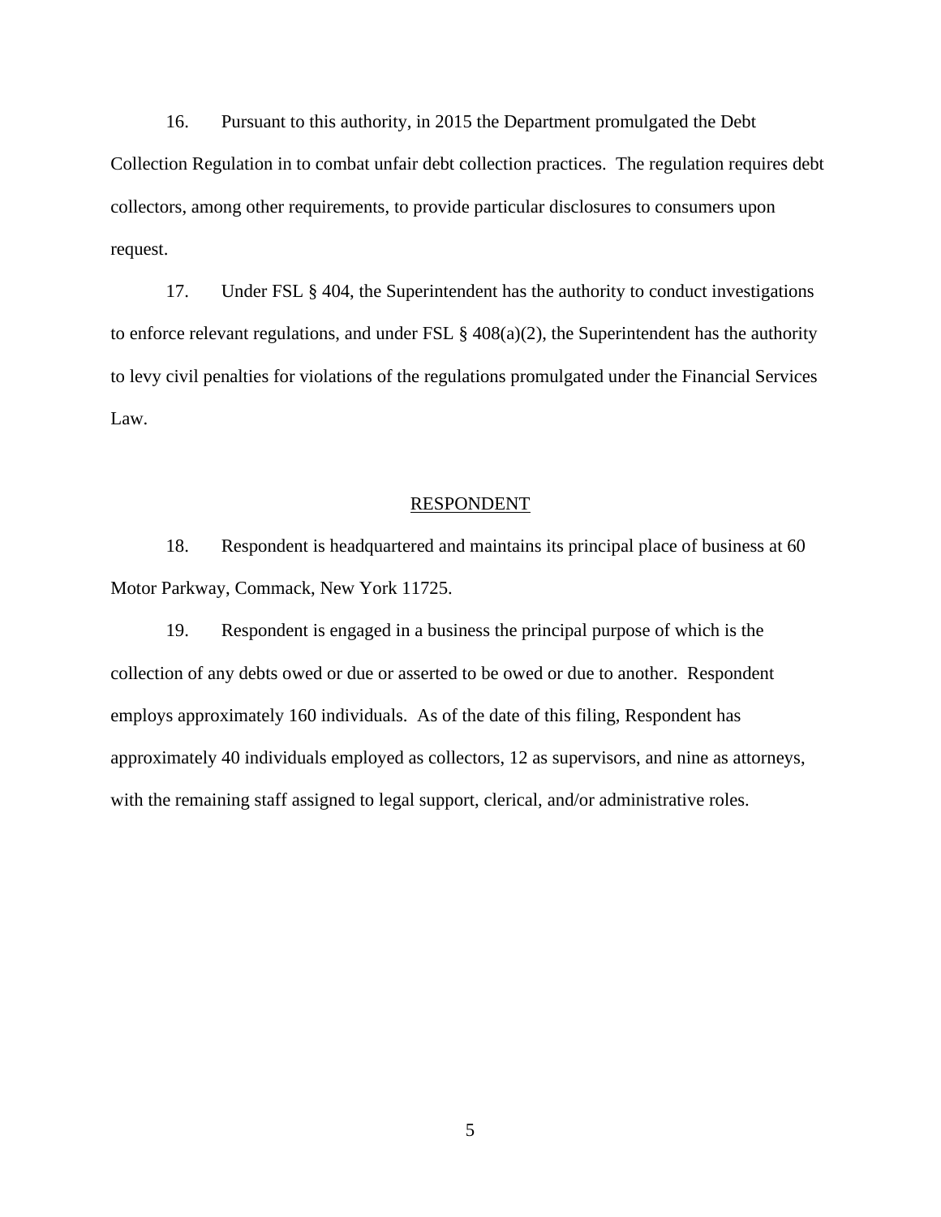16. Pursuant to this authority, in 2015 the Department promulgated the Debt Collection Regulation in to combat unfair debt collection practices. The regulation requires debt collectors, among other requirements, to provide particular disclosures to consumers upon request.

17. Under FSL § 404, the Superintendent has the authority to conduct investigations to enforce relevant regulations, and under FSL § 408(a)(2), the Superintendent has the authority to levy civil penalties for violations of the regulations promulgated under the Financial Services Law.

## RESPONDENT

18. Respondent is headquartered and maintains its principal place of business at 60 Motor Parkway, Commack, New York 11725.

19. Respondent is engaged in a business the principal purpose of which is the collection of any debts owed or due or asserted to be owed or due to another. Respondent employs approximately 160 individuals. As of the date of this filing, Respondent has approximately 40 individuals employed as collectors, 12 as supervisors, and nine as attorneys, with the remaining staff assigned to legal support, clerical, and/or administrative roles.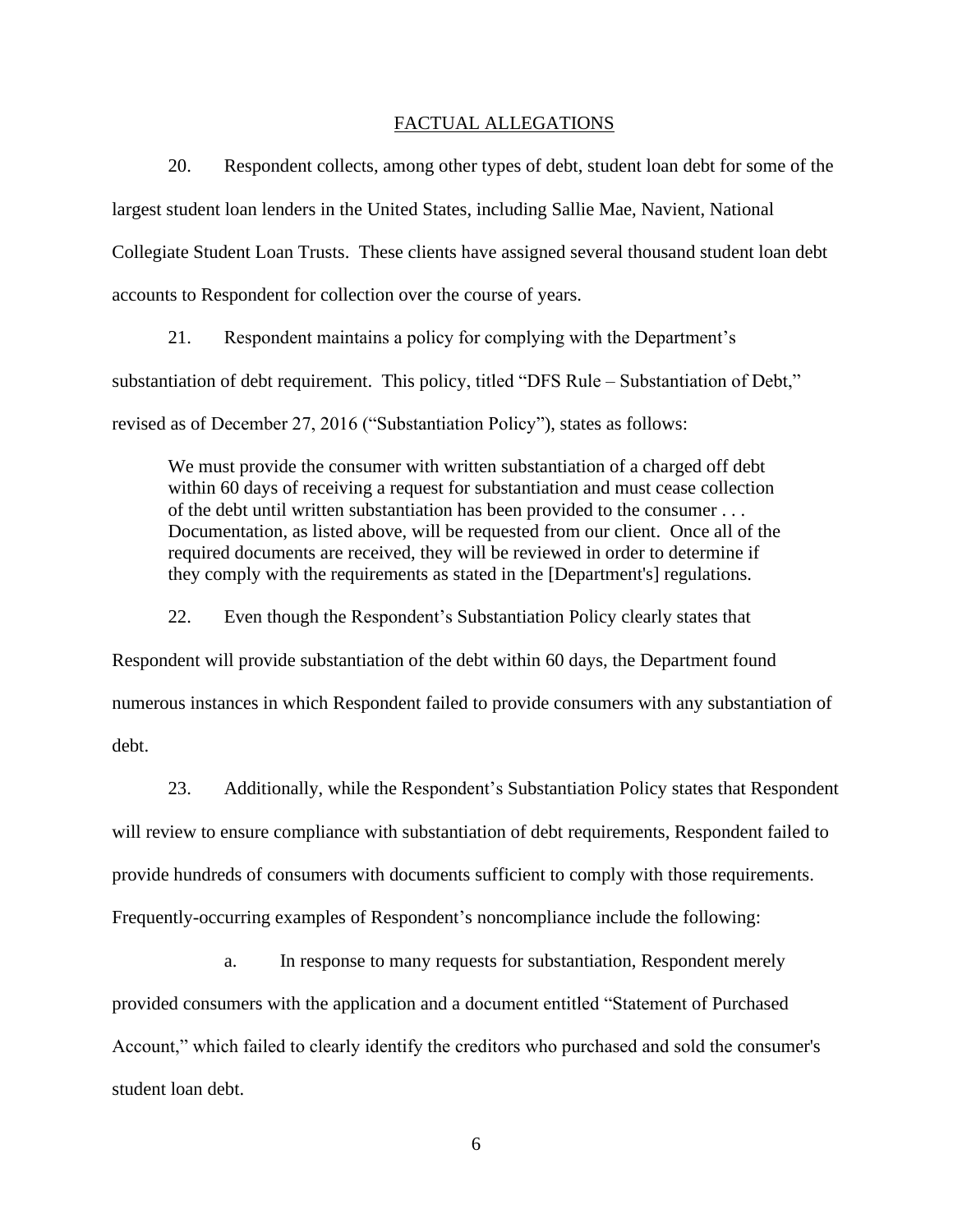## FACTUAL ALLEGATIONS

20. Respondent collects, among other types of debt, student loan debt for some of the largest student loan lenders in the United States, including Sallie Mae, Navient, National Collegiate Student Loan Trusts. These clients have assigned several thousand student loan debt accounts to Respondent for collection over the course of years.

21. Respondent maintains a policy for complying with the Department's substantiation of debt requirement. This policy, titled "DFS Rule – Substantiation of Debt," revised as of December 27, 2016 ("Substantiation Policy"), states as follows:

> We must provide the consumer with written substantiation of a charged off debt within 60 days of receiving a request for substantiation and must cease collection of the debt until written substantiation has been provided to the consumer . . . Documentation, as listed above, will be requested from our client. Once all of the required documents are received, they will be reviewed in order to determine if they comply with the requirements as stated in the [Department's] regulations.

22. Even though the Respondent's Substantiation Policy clearly states that Respondent will provide substantiation of the debt within 60 days, the Department found numerous instances in which Respondent failed to provide consumers with any substantiation of debt.

23. Additionally, while the Respondent's Substantiation Policy states that Respondent will review to ensure compliance with substantiation of debt requirements, Respondent failed to provide hundreds of consumers with documents sufficient to comply with those requirements. Frequently-occurring examples of Respondent's noncompliance include the following:

a. In response to many requests for substantiation, Respondent merely provided consumers with the application and a document entitled "Statement of Purchased Account," which failed to clearly identify the creditors who purchased and sold the consumer's student loan debt.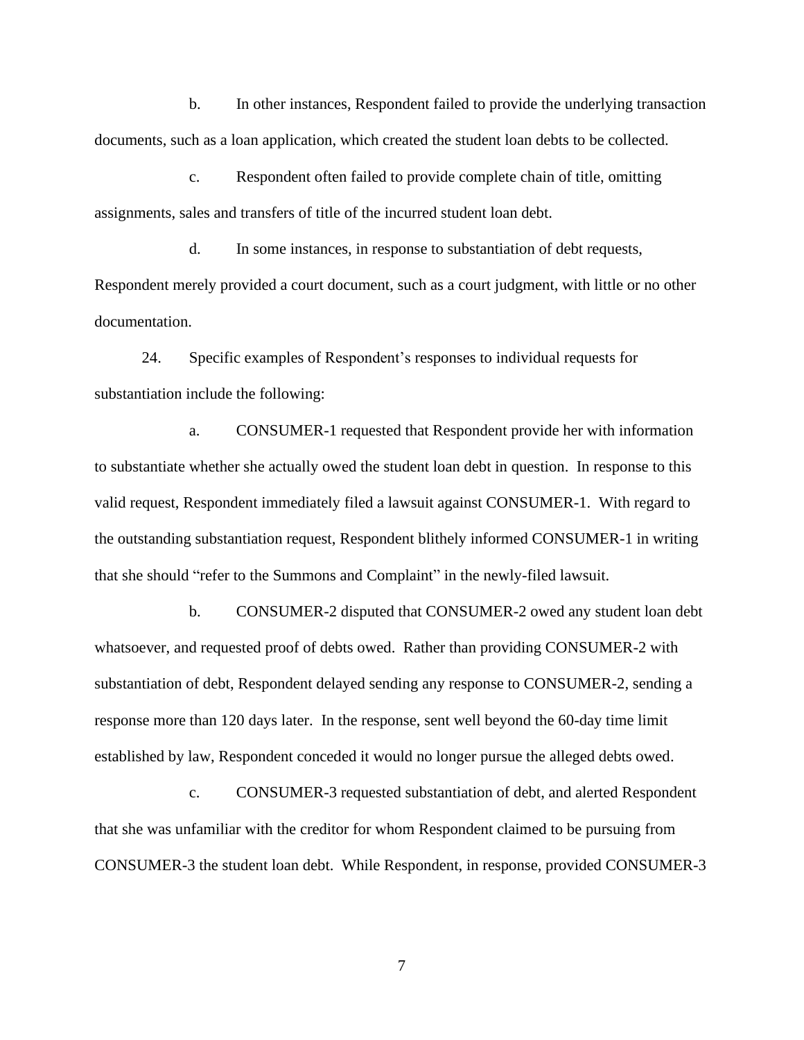b. In other instances, Respondent failed to provide the underlying transaction documents, such as a loan application, which created the student loan debts to be collected.

c. Respondent often failed to provide complete chain of title, omitting assignments, sales and transfers of title of the incurred student loan debt.

d. In some instances, in response to substantiation of debt requests, Respondent merely provided a court document, such as a court judgment, with little or no other documentation.

24. Specific examples of Respondent's responses to individual requests for substantiation include the following:

a. CONSUMER-1 requested that Respondent provide her with information to substantiate whether she actually owed the student loan debt in question. In response to this valid request, Respondent immediately filed a lawsuit against CONSUMER-1. With regard to the outstanding substantiation request, Respondent blithely informed CONSUMER-1 in writing that she should "refer to the Summons and Complaint" in the newly-filed lawsuit.

b. CONSUMER-2 disputed that CONSUMER-2 owed any student loan debt whatsoever, and requested proof of debts owed. Rather than providing CONSUMER-2 with substantiation of debt, Respondent delayed sending any response to CONSUMER-2, sending a response more than 120 days later. In the response, sent well beyond the 60-day time limit established by law, Respondent conceded it would no longer pursue the alleged debts owed.

c. CONSUMER-3 requested substantiation of debt, and alerted Respondent that she was unfamiliar with the creditor for whom Respondent claimed to be pursuing from CONSUMER-3 the student loan debt. While Respondent, in response, provided CONSUMER-3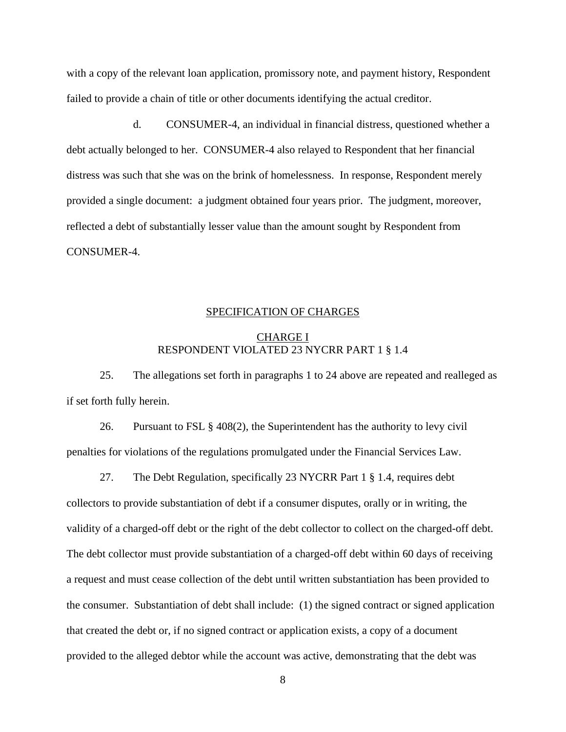with a copy of the relevant loan application, promissory note, and payment history, Respondent failed to provide a chain of title or other documents identifying the actual creditor.

d. CONSUMER-4, an individual in financial distress, questioned whether a debt actually belonged to her. CONSUMER-4 also relayed to Respondent that her financial distress was such that she was on the brink of homelessness. In response, Respondent merely provided a single document: a judgment obtained four years prior. The judgment, moreover, reflected a debt of substantially lesser value than the amount sought by Respondent from CONSUMER-4.

## SPECIFICATION OF CHARGES

### CHARGE I
### RESPONDENT VIOLATED 23 NYCRR PART 1 § 1.4

25. The allegations set forth in paragraphs 1 to 24 above are repeated and realleged as if set forth fully herein.

26. Pursuant to FSL § 408(2), the Superintendent has the authority to levy civil penalties for violations of the regulations promulgated under the Financial Services Law.

27. The Debt Regulation, specifically 23 NYCRR Part 1 § 1.4, requires debt collectors to provide substantiation of debt if a consumer disputes, orally or in writing, the validity of a charged-off debt or the right of the debt collector to collect on the charged-off debt. The debt collector must provide substantiation of a charged-off debt within 60 days of receiving a request and must cease collection of the debt until written substantiation has been provided to the consumer. Substantiation of debt shall include: (1) the signed contract or signed application that created the debt or, if no signed contract or application exists, a copy of a document provided to the alleged debtor while the account was active, demonstrating that the debt was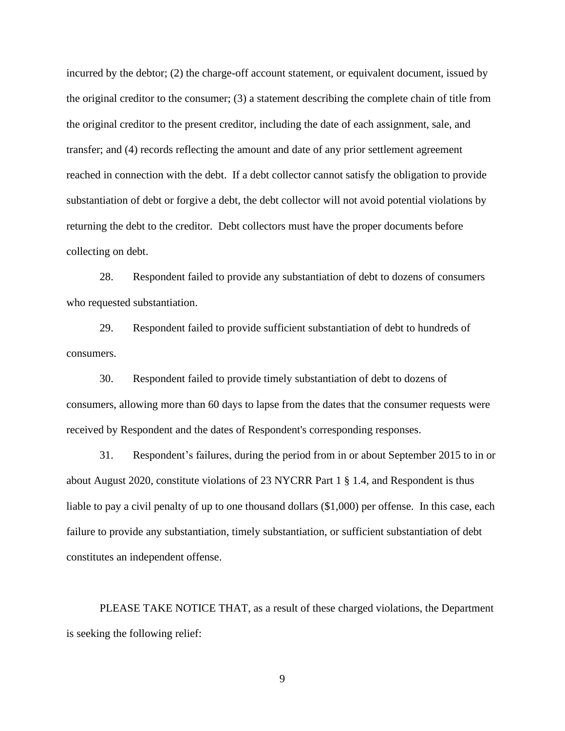incurred by the debtor; (2) the charge-off account statement, or equivalent document, issued by the original creditor to the consumer; (3) a statement describing the complete chain of title from the original creditor to the present creditor, including the date of each assignment, sale, and transfer; and (4) records reflecting the amount and date of any prior settlement agreement reached in connection with the debt. If a debt collector cannot satisfy the obligation to provide substantiation of debt or forgive a debt, the debt collector will not avoid potential violations by returning the debt to the creditor. Debt collectors must have the proper documents before collecting on debt.

28. Respondent failed to provide any substantiation of debt to dozens of consumers who requested substantiation.

29. Respondent failed to provide sufficient substantiation of debt to hundreds of consumers.

30. Respondent failed to provide timely substantiation of debt to dozens of consumers, allowing more than 60 days to lapse from the dates that the consumer requests were received by Respondent and the dates of Respondent's corresponding responses.

31. Respondent's failures, during the period from in or about September 2015 to in or about August 2020, constitute violations of 23 NYCRR Part 1 § 1.4, and Respondent is thus liable to pay a civil penalty of up to one thousand dollars ($1,000) per offense. In this case, each failure to provide any substantiation, timely substantiation, or sufficient substantiation of debt constitutes an independent offense.

PLEASE TAKE NOTICE THAT, as a result of these charged violations, the Department is seeking the following relief: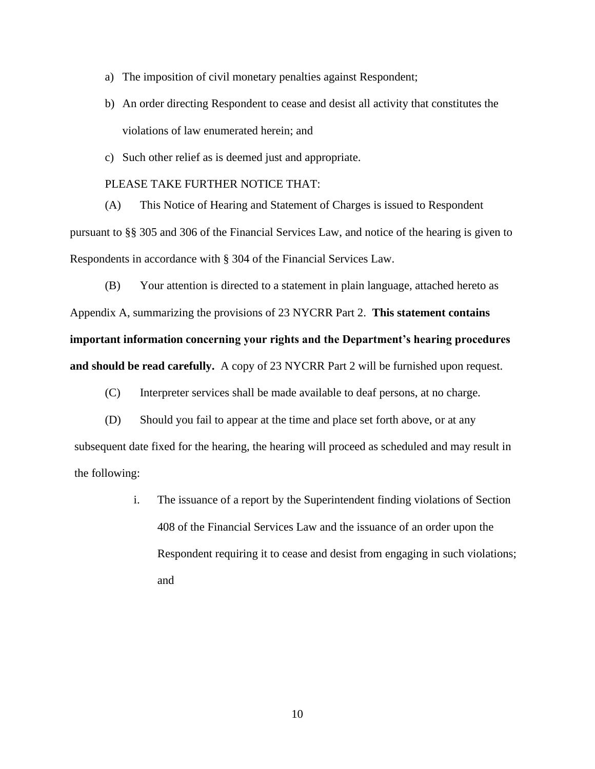a) The imposition of civil monetary penalties against Respondent;

b) An order directing Respondent to cease and desist all activity that constitutes the violations of law enumerated herein; and

c) Such other relief as is deemed just and appropriate.

PLEASE TAKE FURTHER NOTICE THAT:

(A) This Notice of Hearing and Statement of Charges is issued to Respondent pursuant to §§ 305 and 306 of the Financial Services Law, and notice of the hearing is given to Respondents in accordance with § 304 of the Financial Services Law.

(B) Your attention is directed to a statement in plain language, attached hereto as Appendix A, summarizing the provisions of 23 NYCRR Part 2. **This statement contains important information concerning your rights and the Department's hearing procedures and should be read carefully.** A copy of 23 NYCRR Part 2 will be furnished upon request.

(C) Interpreter services shall be made available to deaf persons, at no charge.

(D) Should you fail to appear at the time and place set forth above, or at any subsequent date fixed for the hearing, the hearing will proceed as scheduled and may result in the following:

i. The issuance of a report by the Superintendent finding violations of Section 408 of the Financial Services Law and the issuance of an order upon the Respondent requiring it to cease and desist from engaging in such violations; and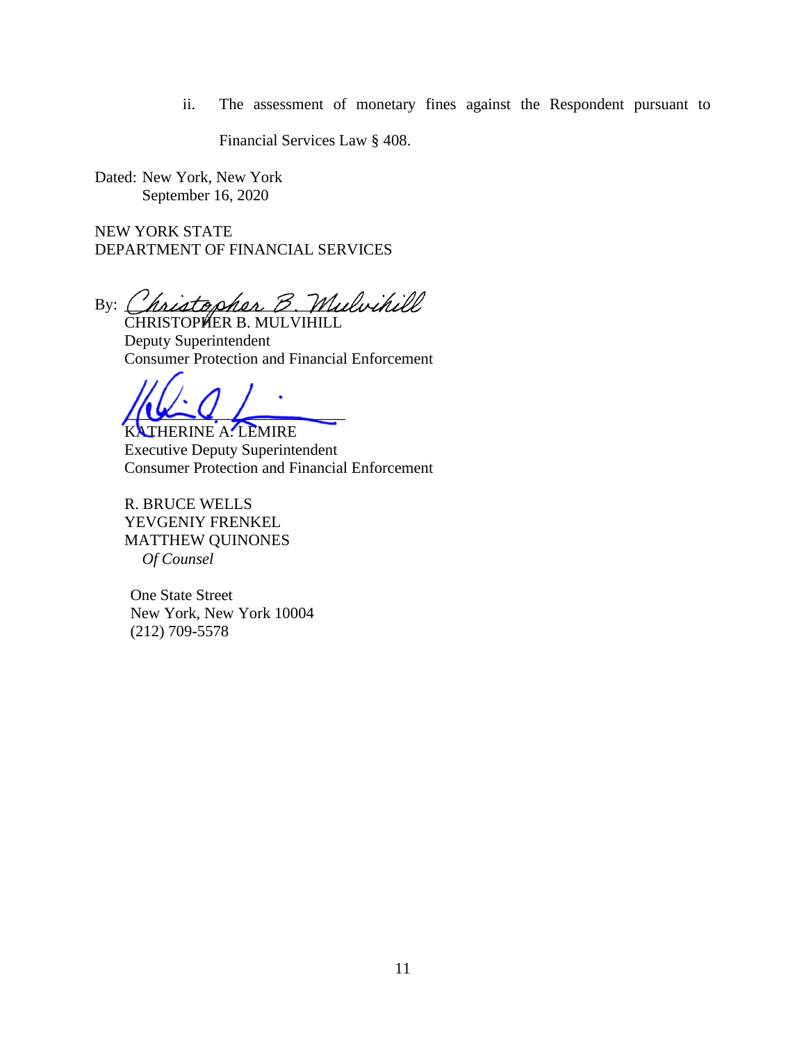ii. The assessment of monetary fines against the Respondent pursuant to Financial Services Law § 408.

Dated: New York, New York
September 16, 2020

NEW YORK STATE
DEPARTMENT OF FINANCIAL SERVICES

By: Christopher B. Mulvihill
CHRISTOPHER B. MULVIHILL
Deputy Superintendent
Consumer Protection and Financial Enforcement

KATHERINE A. LEMIRE
Executive Deputy Superintendent
Consumer Protection and Financial Enforcement

R. BRUCE WELLS
YEVGENIY FRENKEL
MATTHEW QUINONES
*Of Counsel*

One State Street
New York, New York 10004
(212) 709-5578